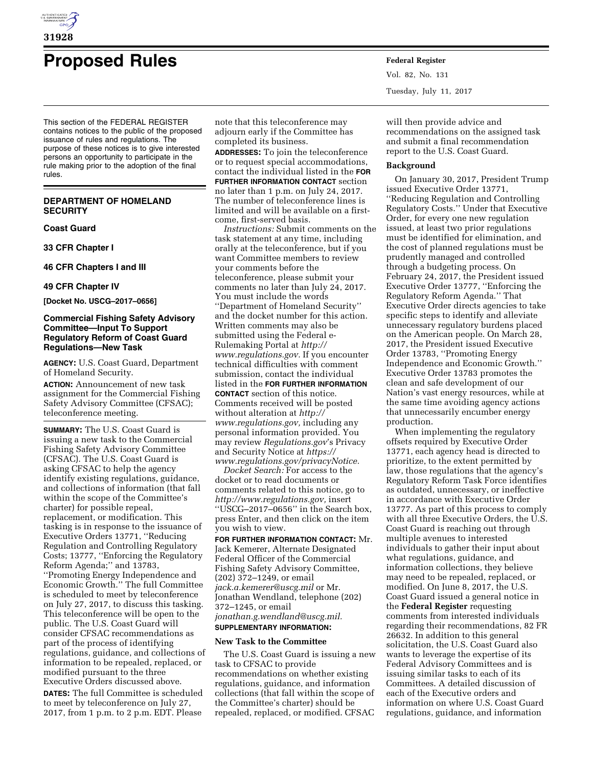# Proposed Rules

This section of the FEDERAL REGISTER contains notices to the public of the proposed issuance of rules and regulations. The purpose of these notices is to give interested persons an opportunity to participate in the rule making prior to the adoption of the final rules.

## DEPARTMENT OF HOMELAND SECURITY

### Coast Guard

### 33 CFR Chapter I

### 46 CFR Chapters I and III

### 49 CFR Chapter IV

**[Docket No. USCG–2017–0656]**

### Commercial Fishing Safety Advisory Committee—Input To Support Regulatory Reform of Coast Guard Regulations—New Task

**AGENCY:** U.S. Coast Guard, Department of Homeland Security.

**ACTION:** Announcement of new task assignment for the Commercial Fishing Safety Advisory Committee (CFSAC); teleconference meeting.

**SUMMARY:** The U.S. Coast Guard is issuing a new task to the Commercial Fishing Safety Advisory Committee (CFSAC). The U.S. Coast Guard is asking CFSAC to help the agency identify existing regulations, guidance, and collections of information (that fall within the scope of the Committee's charter) for possible repeal, replacement, or modification. This tasking is in response to the issuance of Executive Orders 13771, ''Reducing Regulation and Controlling Regulatory Costs; 13777, ''Enforcing the Regulatory Reform Agenda;'' and 13783, ''Promoting Energy Independence and Economic Growth.'' The full Committee is scheduled to meet by teleconference on July 27, 2017, to discuss this tasking. This teleconference will be open to the public. The U.S. Coast Guard will consider CFSAC recommendations as part of the process of identifying regulations, guidance, and collections of information to be repealed, replaced, or modified pursuant to the three Executive Orders discussed above.

**DATES:** The full Committee is scheduled to meet by teleconference on July 27, 2017, from 1 p.m. to 2 p.m. EDT. Please note that this teleconference may adjourn early if the Committee has completed its business.

**ADDRESSES:** To join the teleconference or to request special accommodations, contact the individual listed in the **FOR FURTHER INFORMATION CONTACT** section no later than 1 p.m. on July 24, 2017. The number of teleconference lines is limited and will be available on a first-come, first-served basis.

*Instructions:* Submit comments on the task statement at any time, including orally at the teleconference, but if you want Committee members to review your comments before the teleconference, please submit your comments no later than July 24, 2017. You must include the words ''Department of Homeland Security'' and the docket number for this action. Written comments may also be submitted using the Federal e-Rulemaking Portal at *http://www.regulations.gov.* If you encounter technical difficulties with comment submission, contact the individual listed in the **FOR FURTHER INFORMATION CONTACT** section of this notice. Comments received will be posted without alteration at *http://www.regulations.gov,* including any personal information provided. You may review *Regulations.gov*'s Privacy and Security Notice at *https://www.regulations.gov/privacyNotice.*

*Docket Search:* For access to the docket or to read documents or comments related to this notice, go to *http://www.regulations.gov,* insert ''USCG–2017–0656'' in the Search box, press Enter, and then click on the item you wish to view.

**FOR FURTHER INFORMATION CONTACT:** Mr. Jack Kemerer, Alternate Designated Federal Officer of the Commercial Fishing Safety Advisory Committee, (202) 372–1249, or email *jack.a.kemerer@uscg.mil* or Mr. Jonathan Wendland, telephone (202) 372–1245, or email *jonathan.g.wendland@uscg.mil.*

**SUPPLEMENTARY INFORMATION:**

#### New Task to the Committee

The U.S. Coast Guard is issuing a new task to CFSAC to provide recommendations on whether existing regulations, guidance, and information collections (that fall within the scope of the Committee's charter) should be repealed, replaced, or modified. CFSAC will then provide advice and recommendations on the assigned task and submit a final recommendation report to the U.S. Coast Guard.

#### Background

On January 30, 2017, President Trump issued Executive Order 13771, ''Reducing Regulation and Controlling Regulatory Costs.'' Under that Executive Order, for every one new regulation issued, at least two prior regulations must be identified for elimination, and the cost of planned regulations must be prudently managed and controlled through a budgeting process. On February 24, 2017, the President issued Executive Order 13777, ''Enforcing the Regulatory Reform Agenda.'' That Executive Order directs agencies to take specific steps to identify and alleviate unnecessary regulatory burdens placed on the American people. On March 28, 2017, the President issued Executive Order 13783, ''Promoting Energy Independence and Economic Growth.'' Executive Order 13783 promotes the clean and safe development of our Nation's vast energy resources, while at the same time avoiding agency actions that unnecessarily encumber energy production.

When implementing the regulatory offsets required by Executive Order 13771, each agency head is directed to prioritize, to the extent permitted by law, those regulations that the agency's Regulatory Reform Task Force identifies as outdated, unnecessary, or ineffective in accordance with Executive Order 13777. As part of this process to comply with all three Executive Orders, the U.S. Coast Guard is reaching out through multiple avenues to interested individuals to gather their input about what regulations, guidance, and information collections, they believe may need to be repealed, replaced, or modified. On June 8, 2017, the U.S. Coast Guard issued a general notice in the **Federal Register** requesting comments from interested individuals regarding their recommendations, 82 FR 26632. In addition to this general solicitation, the U.S. Coast Guard also wants to leverage the expertise of its Federal Advisory Committees and is issuing similar tasks to each of its Committees. A detailed discussion of each of the Executive orders and information on where U.S. Coast Guard regulations, guidance, and information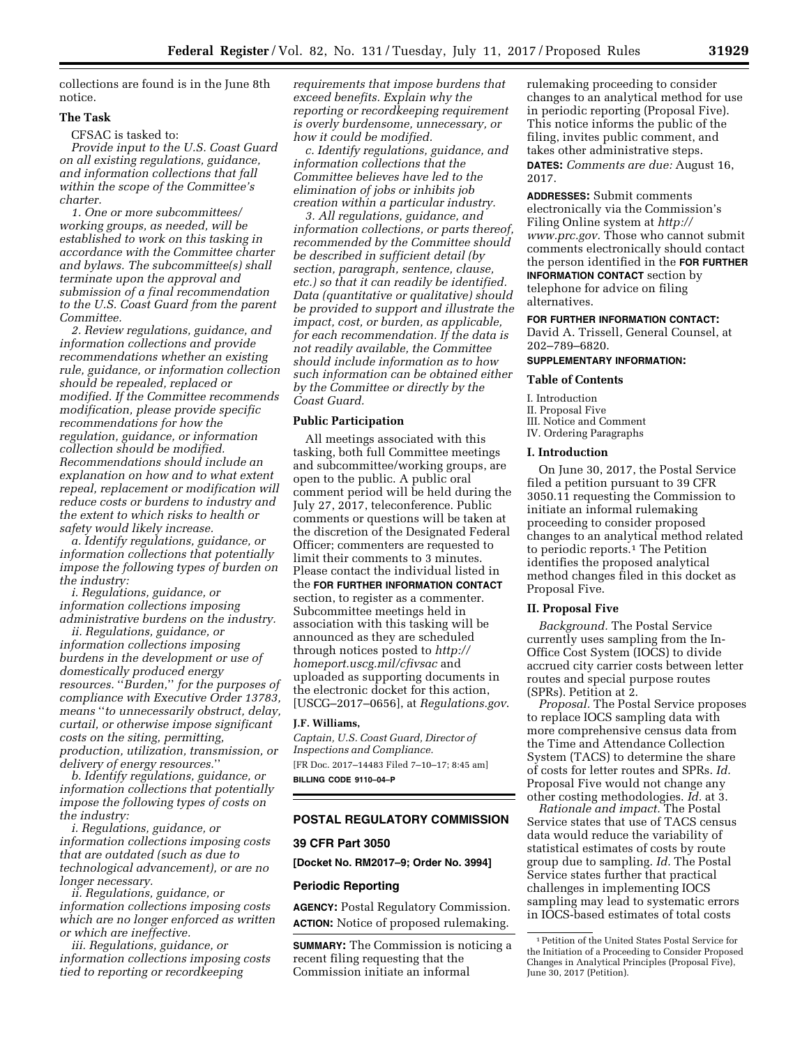collections are found is in the June 8th notice.

### The Task

CFSAC is tasked to:

*Provide input to the U.S. Coast Guard on all existing regulations, guidance, and information collections that fall within the scope of the Committee's charter.*

*1. One or more subcommittees/working groups, as needed, will be established to work on this tasking in accordance with the Committee charter and bylaws. The subcommittee(s) shall terminate upon the approval and submission of a final recommendation to the U.S. Coast Guard from the parent Committee.*

*2. Review regulations, guidance, and information collections and provide recommendations whether an existing rule, guidance, or information collection should be repealed, replaced or modified. If the Committee recommends modification, please provide specific recommendations for how the regulation, guidance, or information collection should be modified. Recommendations should include an explanation on how and to what extent repeal, replacement or modification will reduce costs or burdens to industry and the extent to which risks to health or safety would likely increase.*

*a. Identify regulations, guidance, or information collections that potentially impose the following types of burden on the industry:*

*i. Regulations, guidance, or information collections imposing administrative burdens on the industry.*

*ii. Regulations, guidance, or information collections imposing burdens in the development or use of domestically produced energy resources. ''Burden,'' for the purposes of compliance with Executive Order 13783, means ''to unnecessarily obstruct, delay, curtail, or otherwise impose significant costs on the siting, permitting, production, utilization, transmission, or delivery of energy resources.''*

*b. Identify regulations, guidance, or information collections that potentially impose the following types of costs on the industry:*

*i. Regulations, guidance, or information collections imposing costs that are outdated (such as due to technological advancement), or are no longer necessary.*

*ii. Regulations, guidance, or information collections imposing costs which are no longer enforced as written or which are ineffective.*

*iii. Regulations, guidance, or information collections imposing costs tied to reporting or recordkeeping requirements that impose burdens that exceed benefits. Explain why the reporting or recordkeeping requirement is overly burdensome, unnecessary, or how it could be modified.*

*c. Identify regulations, guidance, and information collections that the Committee believes have led to the elimination of jobs or inhibits job creation within a particular industry.*

*3. All regulations, guidance, and information collections, or parts thereof, recommended by the Committee should be described in sufficient detail (by section, paragraph, sentence, clause, etc.) so that it can readily be identified. Data (quantitative or qualitative) should be provided to support and illustrate the impact, cost, or burden, as applicable, for each recommendation. If the data is not readily available, the Committee should include information as to how such information can be obtained either by the Committee or directly by the Coast Guard.*

### Public Participation

All meetings associated with this tasking, both full Committee meetings and subcommittee/working groups, are open to the public. A public oral comment period will be held during the July 27, 2017, teleconference. Public comments or questions will be taken at the discretion of the Designated Federal Officer; commenters are requested to limit their comments to 3 minutes. Please contact the individual listed in the **FOR FURTHER INFORMATION CONTACT** section, to register as a commenter. Subcommittee meetings held in association with this tasking will be announced as they are scheduled through notices posted to *http://homeport.uscg.mil/cfivsac* and uploaded as supporting documents in the electronic docket for this action, [USCG–2017–0656], at *Regulations.gov*.

**J.F. Williams,**

*Captain, U.S. Coast Guard, Director of Inspections and Compliance.*

[FR Doc. 2017–14483 Filed 7–10–17; 8:45 am]

**BILLING CODE 9110–04–P**

## POSTAL REGULATORY COMMISSION

### 39 CFR Part 3050

**[Docket No. RM2017–9; Order No. 3994]**

### Periodic Reporting

**AGENCY:** Postal Regulatory Commission.

**ACTION:** Notice of proposed rulemaking.

**SUMMARY:** The Commission is noticing a recent filing requesting that the Commission initiate an informal rulemaking proceeding to consider changes to an analytical method for use in periodic reporting (Proposal Five). This notice informs the public of the filing, invites public comment, and takes other administrative steps.

**DATES:** *Comments are due:* August 16, 2017.

**ADDRESSES:** Submit comments electronically via the Commission's Filing Online system at *http://www.prc.gov.* Those who cannot submit comments electronically should contact the person identified in the **FOR FURTHER INFORMATION CONTACT** section by telephone for advice on filing alternatives.

**FOR FURTHER INFORMATION CONTACT:** David A. Trissell, General Counsel, at 202–789–6820.

**SUPPLEMENTARY INFORMATION:**

### Table of Contents

I. Introduction
II. Proposal Five
III. Notice and Comment
IV. Ordering Paragraphs

### I. Introduction

On June 30, 2017, the Postal Service filed a petition pursuant to 39 CFR 3050.11 requesting the Commission to initiate an informal rulemaking proceeding to consider proposed changes to an analytical method related to periodic reports.[1] The Petition identifies the proposed analytical method changes filed in this docket as Proposal Five.

### II. Proposal Five

*Background.* The Postal Service currently uses sampling from the In-Office Cost System (IOCS) to divide accrued city carrier costs between letter routes and special purpose routes (SPRs). Petition at 2.

*Proposal.* The Postal Service proposes to replace IOCS sampling data with more comprehensive census data from the Time and Attendance Collection System (TACS) to determine the share of costs for letter routes and SPRs. *Id.* Proposal Five would not change any other costing methodologies. *Id.* at 3.

*Rationale and impact.* The Postal Service states that use of TACS census data would reduce the variability of statistical estimates of costs by route group due to sampling. *Id.* The Postal Service states further that practical challenges in implementing IOCS sampling may lead to systematic errors in IOCS-based estimates of total costs

[1] Petition of the United States Postal Service for the Initiation of a Proceeding to Consider Proposed Changes in Analytical Principles (Proposal Five), June 30, 2017 (Petition).